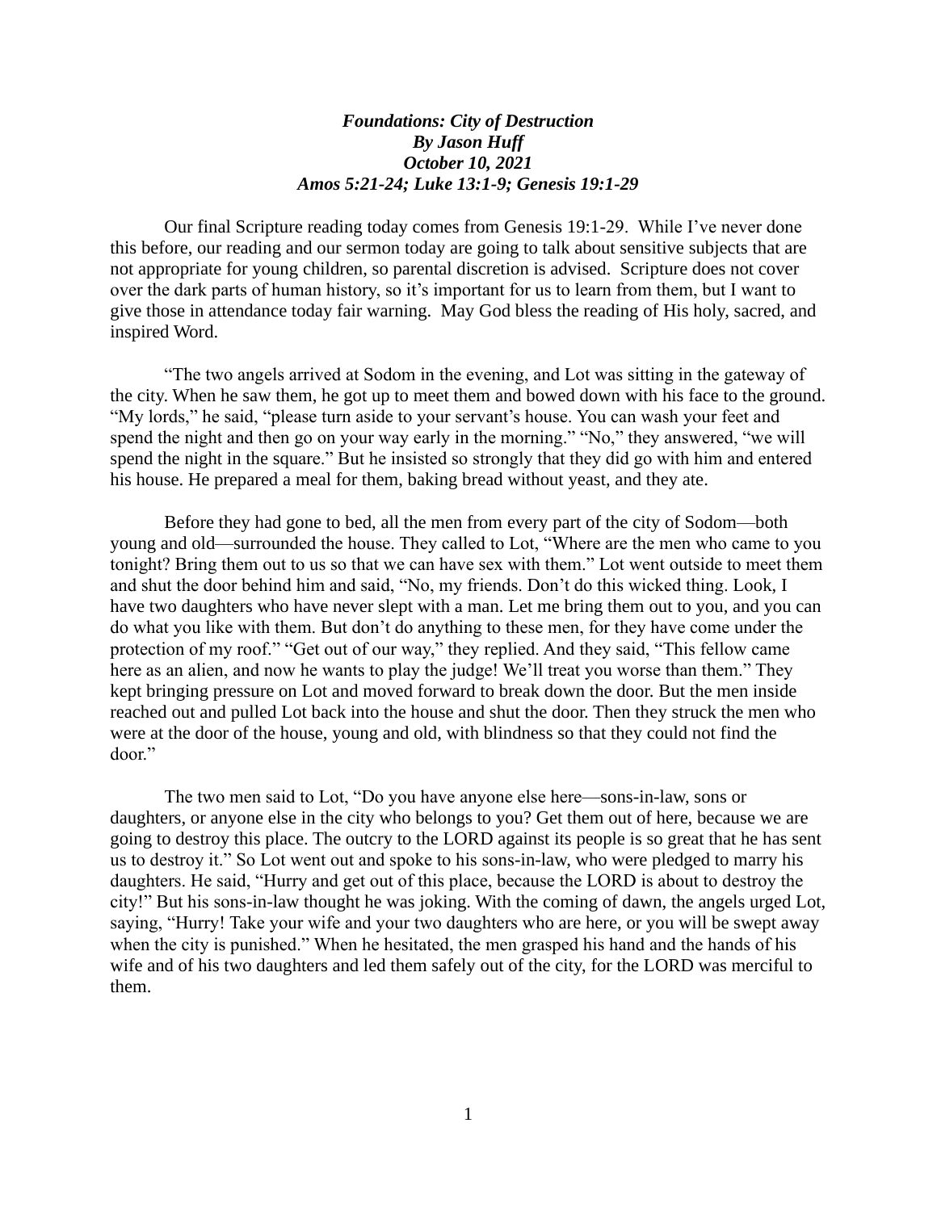***Foundations: City of Destruction***
***By Jason Huff***
***October 10, 2021***
***Amos 5:21-24; Luke 13:1-9; Genesis 19:1-29***

Our final Scripture reading today comes from Genesis 19:1-29. While I've never done this before, our reading and our sermon today are going to talk about sensitive subjects that are not appropriate for young children, so parental discretion is advised. Scripture does not cover over the dark parts of human history, so it's important for us to learn from them, but I want to give those in attendance today fair warning. May God bless the reading of His holy, sacred, and inspired Word.

"The two angels arrived at Sodom in the evening, and Lot was sitting in the gateway of the city. When he saw them, he got up to meet them and bowed down with his face to the ground. "My lords," he said, "please turn aside to your servant's house. You can wash your feet and spend the night and then go on your way early in the morning." "No," they answered, "we will spend the night in the square." But he insisted so strongly that they did go with him and entered his house. He prepared a meal for them, baking bread without yeast, and they ate.

Before they had gone to bed, all the men from every part of the city of Sodom—both young and old—surrounded the house. They called to Lot, "Where are the men who came to you tonight? Bring them out to us so that we can have sex with them." Lot went outside to meet them and shut the door behind him and said, "No, my friends. Don't do this wicked thing. Look, I have two daughters who have never slept with a man. Let me bring them out to you, and you can do what you like with them. But don't do anything to these men, for they have come under the protection of my roof." "Get out of our way," they replied. And they said, "This fellow came here as an alien, and now he wants to play the judge! We'll treat you worse than them." They kept bringing pressure on Lot and moved forward to break down the door. But the men inside reached out and pulled Lot back into the house and shut the door. Then they struck the men who were at the door of the house, young and old, with blindness so that they could not find the door."

The two men said to Lot, "Do you have anyone else here—sons-in-law, sons or daughters, or anyone else in the city who belongs to you? Get them out of here, because we are going to destroy this place. The outcry to the LORD against its people is so great that he has sent us to destroy it." So Lot went out and spoke to his sons-in-law, who were pledged to marry his daughters. He said, "Hurry and get out of this place, because the LORD is about to destroy the city!" But his sons-in-law thought he was joking. With the coming of dawn, the angels urged Lot, saying, "Hurry! Take your wife and your two daughters who are here, or you will be swept away when the city is punished." When he hesitated, the men grasped his hand and the hands of his wife and of his two daughters and led them safely out of the city, for the LORD was merciful to them.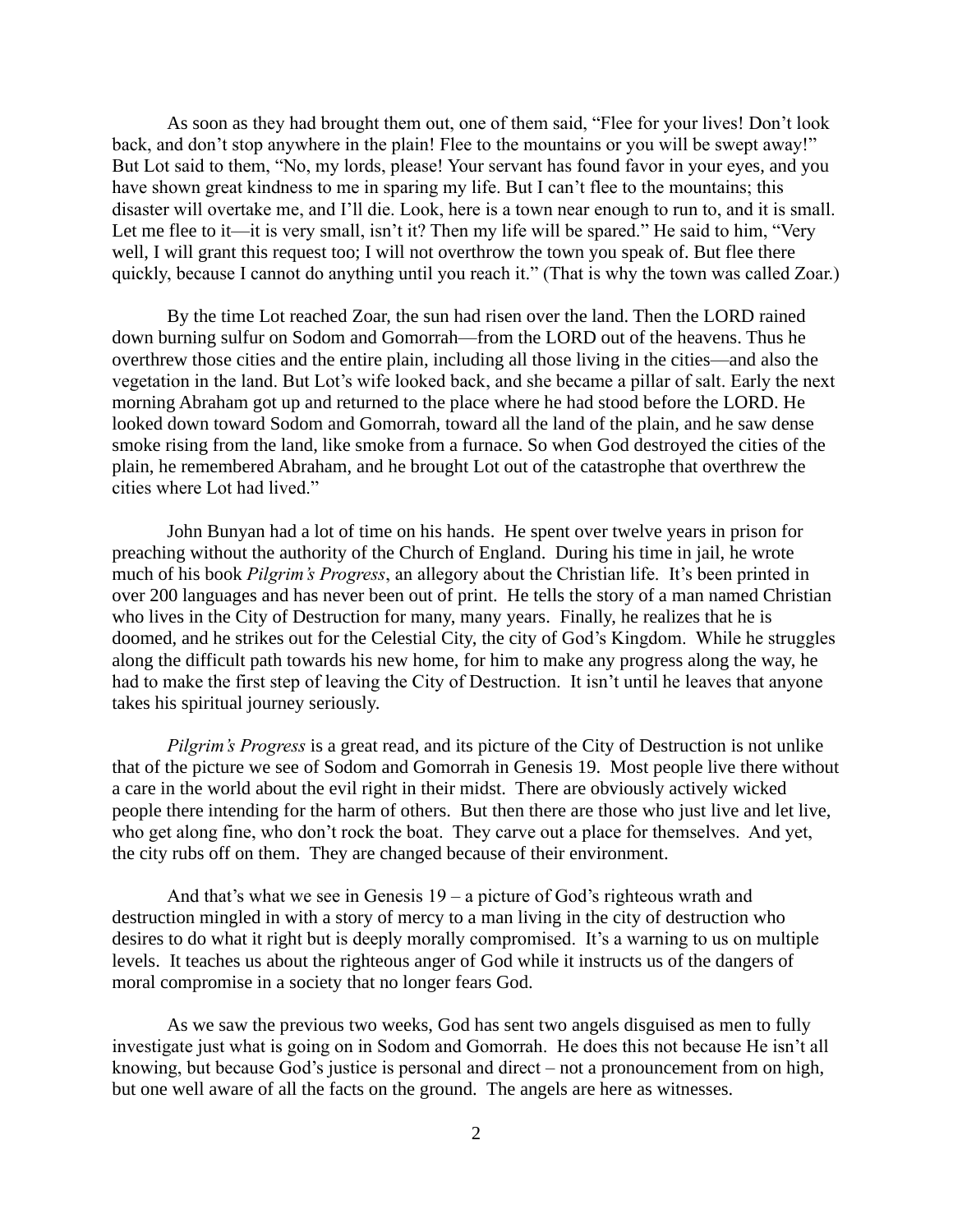As soon as they had brought them out, one of them said, “Flee for your lives! Don’t look back, and don’t stop anywhere in the plain! Flee to the mountains or you will be swept away!” But Lot said to them, “No, my lords, please! Your servant has found favor in your eyes, and you have shown great kindness to me in sparing my life. But I can’t flee to the mountains; this disaster will overtake me, and I’ll die. Look, here is a town near enough to run to, and it is small. Let me flee to it—it is very small, isn’t it? Then my life will be spared.” He said to him, “Very well, I will grant this request too; I will not overthrow the town you speak of. But flee there quickly, because I cannot do anything until you reach it.” (That is why the town was called Zoar.)

By the time Lot reached Zoar, the sun had risen over the land. Then the LORD rained down burning sulfur on Sodom and Gomorrah—from the LORD out of the heavens. Thus he overthrew those cities and the entire plain, including all those living in the cities—and also the vegetation in the land. But Lot’s wife looked back, and she became a pillar of salt. Early the next morning Abraham got up and returned to the place where he had stood before the LORD. He looked down toward Sodom and Gomorrah, toward all the land of the plain, and he saw dense smoke rising from the land, like smoke from a furnace. So when God destroyed the cities of the plain, he remembered Abraham, and he brought Lot out of the catastrophe that overthrew the cities where Lot had lived.”

John Bunyan had a lot of time on his hands. He spent over twelve years in prison for preaching without the authority of the Church of England. During his time in jail, he wrote much of his book *Pilgrim’s Progress*, an allegory about the Christian life. It’s been printed in over 200 languages and has never been out of print. He tells the story of a man named Christian who lives in the City of Destruction for many, many years. Finally, he realizes that he is doomed, and he strikes out for the Celestial City, the city of God’s Kingdom. While he struggles along the difficult path towards his new home, for him to make any progress along the way, he had to make the first step of leaving the City of Destruction. It isn’t until he leaves that anyone takes his spiritual journey seriously.

*Pilgrim’s Progress* is a great read, and its picture of the City of Destruction is not unlike that of the picture we see of Sodom and Gomorrah in Genesis 19. Most people live there without a care in the world about the evil right in their midst. There are obviously actively wicked people there intending for the harm of others. But then there are those who just live and let live, who get along fine, who don’t rock the boat. They carve out a place for themselves. And yet, the city rubs off on them. They are changed because of their environment.

And that’s what we see in Genesis 19 – a picture of God’s righteous wrath and destruction mingled in with a story of mercy to a man living in the city of destruction who desires to do what it right but is deeply morally compromised. It’s a warning to us on multiple levels. It teaches us about the righteous anger of God while it instructs us of the dangers of moral compromise in a society that no longer fears God.

As we saw the previous two weeks, God has sent two angels disguised as men to fully investigate just what is going on in Sodom and Gomorrah. He does this not because He isn’t all knowing, but because God’s justice is personal and direct – not a pronouncement from on high, but one well aware of all the facts on the ground. The angels are here as witnesses.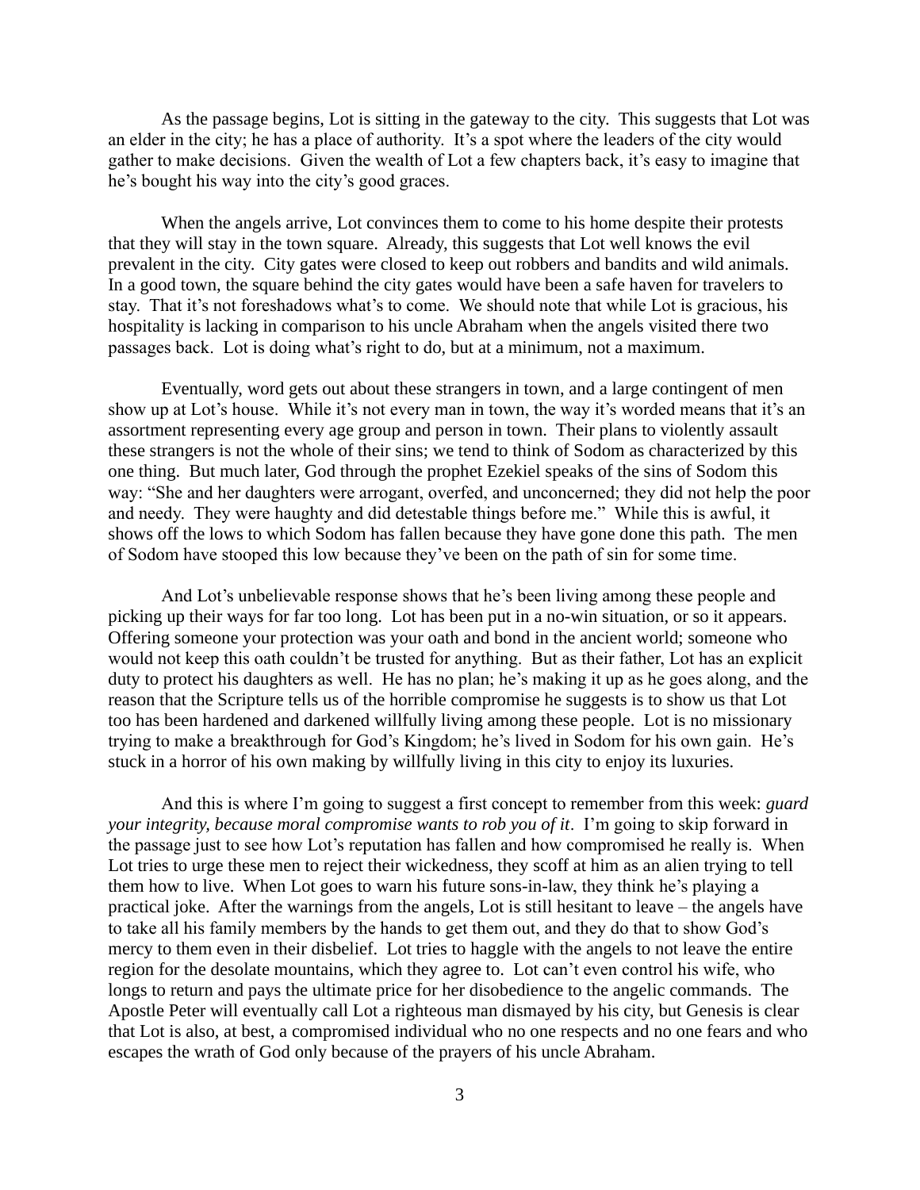As the passage begins, Lot is sitting in the gateway to the city. This suggests that Lot was an elder in the city; he has a place of authority. It's a spot where the leaders of the city would gather to make decisions. Given the wealth of Lot a few chapters back, it's easy to imagine that he's bought his way into the city's good graces.

When the angels arrive, Lot convinces them to come to his home despite their protests that they will stay in the town square. Already, this suggests that Lot well knows the evil prevalent in the city. City gates were closed to keep out robbers and bandits and wild animals. In a good town, the square behind the city gates would have been a safe haven for travelers to stay. That it's not foreshadows what's to come. We should note that while Lot is gracious, his hospitality is lacking in comparison to his uncle Abraham when the angels visited there two passages back. Lot is doing what's right to do, but at a minimum, not a maximum.

Eventually, word gets out about these strangers in town, and a large contingent of men show up at Lot's house. While it's not every man in town, the way it's worded means that it's an assortment representing every age group and person in town. Their plans to violently assault these strangers is not the whole of their sins; we tend to think of Sodom as characterized by this one thing. But much later, God through the prophet Ezekiel speaks of the sins of Sodom this way: "She and her daughters were arrogant, overfed, and unconcerned; they did not help the poor and needy. They were haughty and did detestable things before me." While this is awful, it shows off the lows to which Sodom has fallen because they have gone done this path. The men of Sodom have stooped this low because they've been on the path of sin for some time.

And Lot's unbelievable response shows that he's been living among these people and picking up their ways for far too long. Lot has been put in a no-win situation, or so it appears. Offering someone your protection was your oath and bond in the ancient world; someone who would not keep this oath couldn't be trusted for anything. But as their father, Lot has an explicit duty to protect his daughters as well. He has no plan; he's making it up as he goes along, and the reason that the Scripture tells us of the horrible compromise he suggests is to show us that Lot too has been hardened and darkened willfully living among these people. Lot is no missionary trying to make a breakthrough for God's Kingdom; he's lived in Sodom for his own gain. He's stuck in a horror of his own making by willfully living in this city to enjoy its luxuries.

And this is where I'm going to suggest a first concept to remember from this week: *guard your integrity, because moral compromise wants to rob you of it*. I'm going to skip forward in the passage just to see how Lot's reputation has fallen and how compromised he really is. When Lot tries to urge these men to reject their wickedness, they scoff at him as an alien trying to tell them how to live. When Lot goes to warn his future sons-in-law, they think he's playing a practical joke. After the warnings from the angels, Lot is still hesitant to leave – the angels have to take all his family members by the hands to get them out, and they do that to show God's mercy to them even in their disbelief. Lot tries to haggle with the angels to not leave the entire region for the desolate mountains, which they agree to. Lot can't even control his wife, who longs to return and pays the ultimate price for her disobedience to the angelic commands. The Apostle Peter will eventually call Lot a righteous man dismayed by his city, but Genesis is clear that Lot is also, at best, a compromised individual who no one respects and no one fears and who escapes the wrath of God only because of the prayers of his uncle Abraham.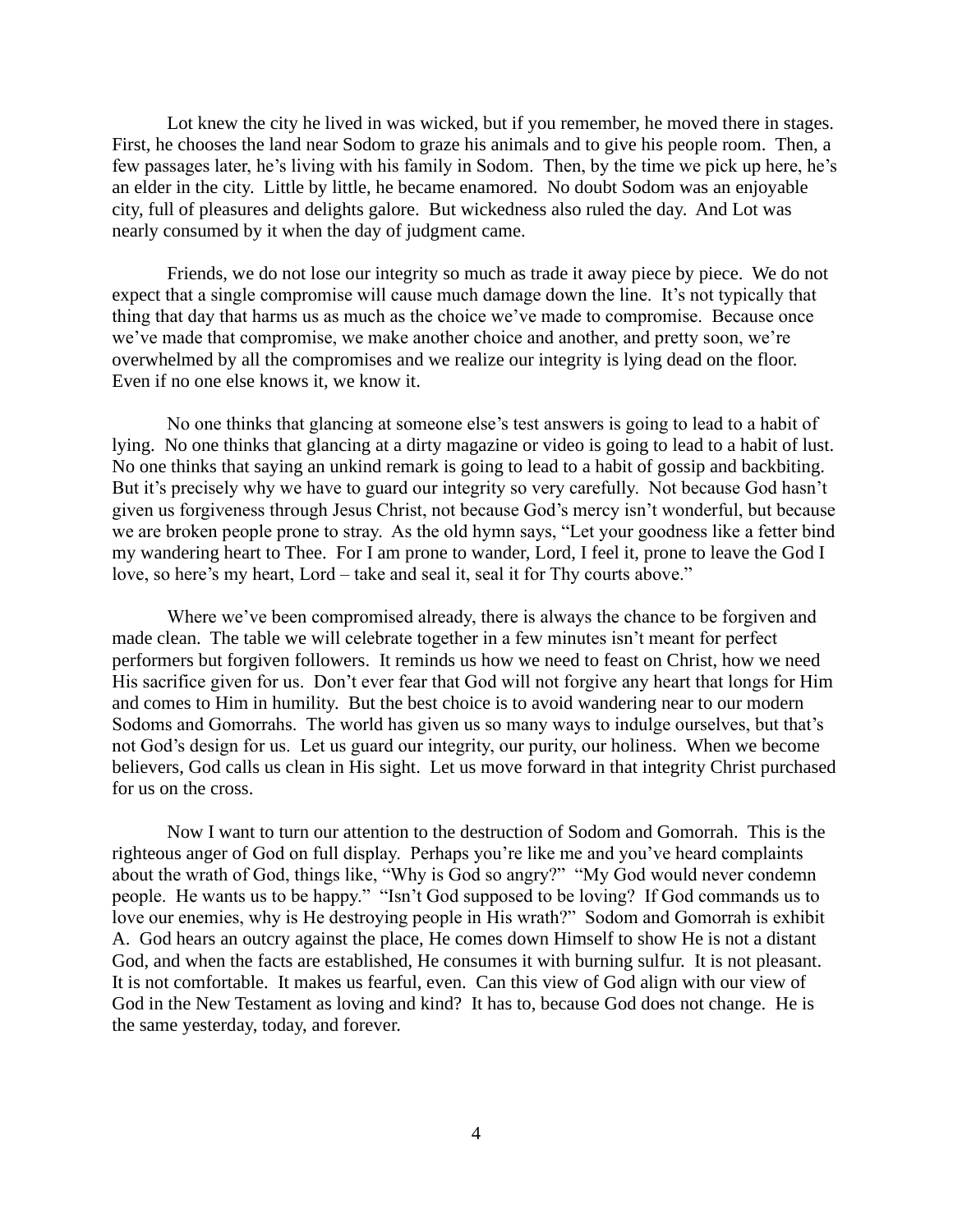Lot knew the city he lived in was wicked, but if you remember, he moved there in stages. First, he chooses the land near Sodom to graze his animals and to give his people room. Then, a few passages later, he's living with his family in Sodom. Then, by the time we pick up here, he's an elder in the city. Little by little, he became enamored. No doubt Sodom was an enjoyable city, full of pleasures and delights galore. But wickedness also ruled the day. And Lot was nearly consumed by it when the day of judgment came.

Friends, we do not lose our integrity so much as trade it away piece by piece. We do not expect that a single compromise will cause much damage down the line. It's not typically that thing that day that harms us as much as the choice we've made to compromise. Because once we've made that compromise, we make another choice and another, and pretty soon, we're overwhelmed by all the compromises and we realize our integrity is lying dead on the floor. Even if no one else knows it, we know it.

No one thinks that glancing at someone else's test answers is going to lead to a habit of lying. No one thinks that glancing at a dirty magazine or video is going to lead to a habit of lust. No one thinks that saying an unkind remark is going to lead to a habit of gossip and backbiting. But it's precisely why we have to guard our integrity so very carefully. Not because God hasn't given us forgiveness through Jesus Christ, not because God's mercy isn't wonderful, but because we are broken people prone to stray. As the old hymn says, "Let your goodness like a fetter bind my wandering heart to Thee. For I am prone to wander, Lord, I feel it, prone to leave the God I love, so here's my heart, Lord – take and seal it, seal it for Thy courts above."

Where we've been compromised already, there is always the chance to be forgiven and made clean. The table we will celebrate together in a few minutes isn't meant for perfect performers but forgiven followers. It reminds us how we need to feast on Christ, how we need His sacrifice given for us. Don't ever fear that God will not forgive any heart that longs for Him and comes to Him in humility. But the best choice is to avoid wandering near to our modern Sodoms and Gomorrahs. The world has given us so many ways to indulge ourselves, but that's not God's design for us. Let us guard our integrity, our purity, our holiness. When we become believers, God calls us clean in His sight. Let us move forward in that integrity Christ purchased for us on the cross.

Now I want to turn our attention to the destruction of Sodom and Gomorrah. This is the righteous anger of God on full display. Perhaps you're like me and you've heard complaints about the wrath of God, things like, "Why is God so angry?" "My God would never condemn people. He wants us to be happy." "Isn't God supposed to be loving? If God commands us to love our enemies, why is He destroying people in His wrath?" Sodom and Gomorrah is exhibit A. God hears an outcry against the place, He comes down Himself to show He is not a distant God, and when the facts are established, He consumes it with burning sulfur. It is not pleasant. It is not comfortable. It makes us fearful, even. Can this view of God align with our view of God in the New Testament as loving and kind? It has to, because God does not change. He is the same yesterday, today, and forever.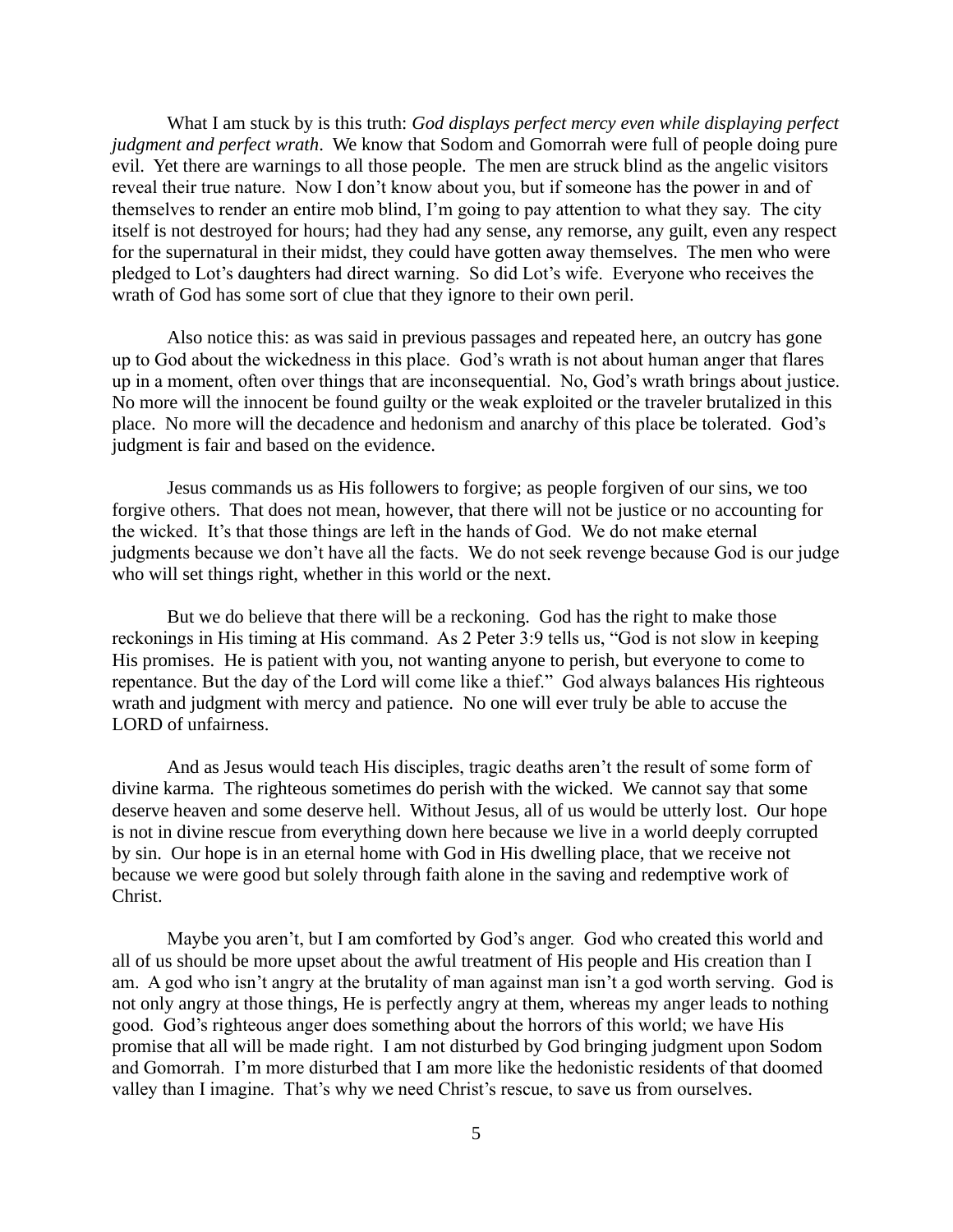What I am stuck by is this truth: *God displays perfect mercy even while displaying perfect judgment and perfect wrath*. We know that Sodom and Gomorrah were full of people doing pure evil. Yet there are warnings to all those people. The men are struck blind as the angelic visitors reveal their true nature. Now I don't know about you, but if someone has the power in and of themselves to render an entire mob blind, I'm going to pay attention to what they say. The city itself is not destroyed for hours; had they had any sense, any remorse, any guilt, even any respect for the supernatural in their midst, they could have gotten away themselves. The men who were pledged to Lot's daughters had direct warning. So did Lot's wife. Everyone who receives the wrath of God has some sort of clue that they ignore to their own peril.

Also notice this: as was said in previous passages and repeated here, an outcry has gone up to God about the wickedness in this place. God's wrath is not about human anger that flares up in a moment, often over things that are inconsequential. No, God's wrath brings about justice. No more will the innocent be found guilty or the weak exploited or the traveler brutalized in this place. No more will the decadence and hedonism and anarchy of this place be tolerated. God's judgment is fair and based on the evidence.

Jesus commands us as His followers to forgive; as people forgiven of our sins, we too forgive others. That does not mean, however, that there will not be justice or no accounting for the wicked. It's that those things are left in the hands of God. We do not make eternal judgments because we don't have all the facts. We do not seek revenge because God is our judge who will set things right, whether in this world or the next.

But we do believe that there will be a reckoning. God has the right to make those reckonings in His timing at His command. As 2 Peter 3:9 tells us, "God is not slow in keeping His promises. He is patient with you, not wanting anyone to perish, but everyone to come to repentance. But the day of the Lord will come like a thief." God always balances His righteous wrath and judgment with mercy and patience. No one will ever truly be able to accuse the LORD of unfairness.

And as Jesus would teach His disciples, tragic deaths aren't the result of some form of divine karma. The righteous sometimes do perish with the wicked. We cannot say that some deserve heaven and some deserve hell. Without Jesus, all of us would be utterly lost. Our hope is not in divine rescue from everything down here because we live in a world deeply corrupted by sin. Our hope is in an eternal home with God in His dwelling place, that we receive not because we were good but solely through faith alone in the saving and redemptive work of Christ.

Maybe you aren't, but I am comforted by God's anger. God who created this world and all of us should be more upset about the awful treatment of His people and His creation than I am. A god who isn't angry at the brutality of man against man isn't a god worth serving. God is not only angry at those things, He is perfectly angry at them, whereas my anger leads to nothing good. God's righteous anger does something about the horrors of this world; we have His promise that all will be made right. I am not disturbed by God bringing judgment upon Sodom and Gomorrah. I'm more disturbed that I am more like the hedonistic residents of that doomed valley than I imagine. That's why we need Christ's rescue, to save us from ourselves.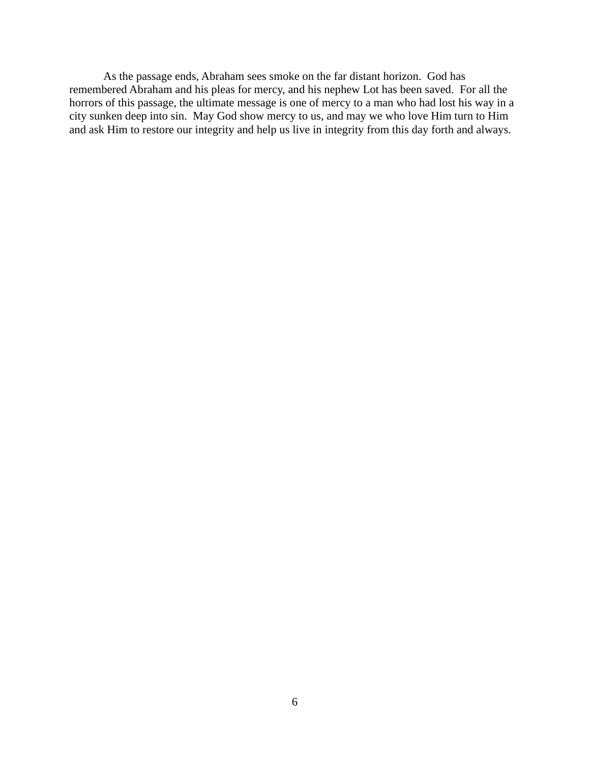As the passage ends, Abraham sees smoke on the far distant horizon. God has remembered Abraham and his pleas for mercy, and his nephew Lot has been saved. For all the horrors of this passage, the ultimate message is one of mercy to a man who had lost his way in a city sunken deep into sin. May God show mercy to us, and may we who love Him turn to Him and ask Him to restore our integrity and help us live in integrity from this day forth and always.